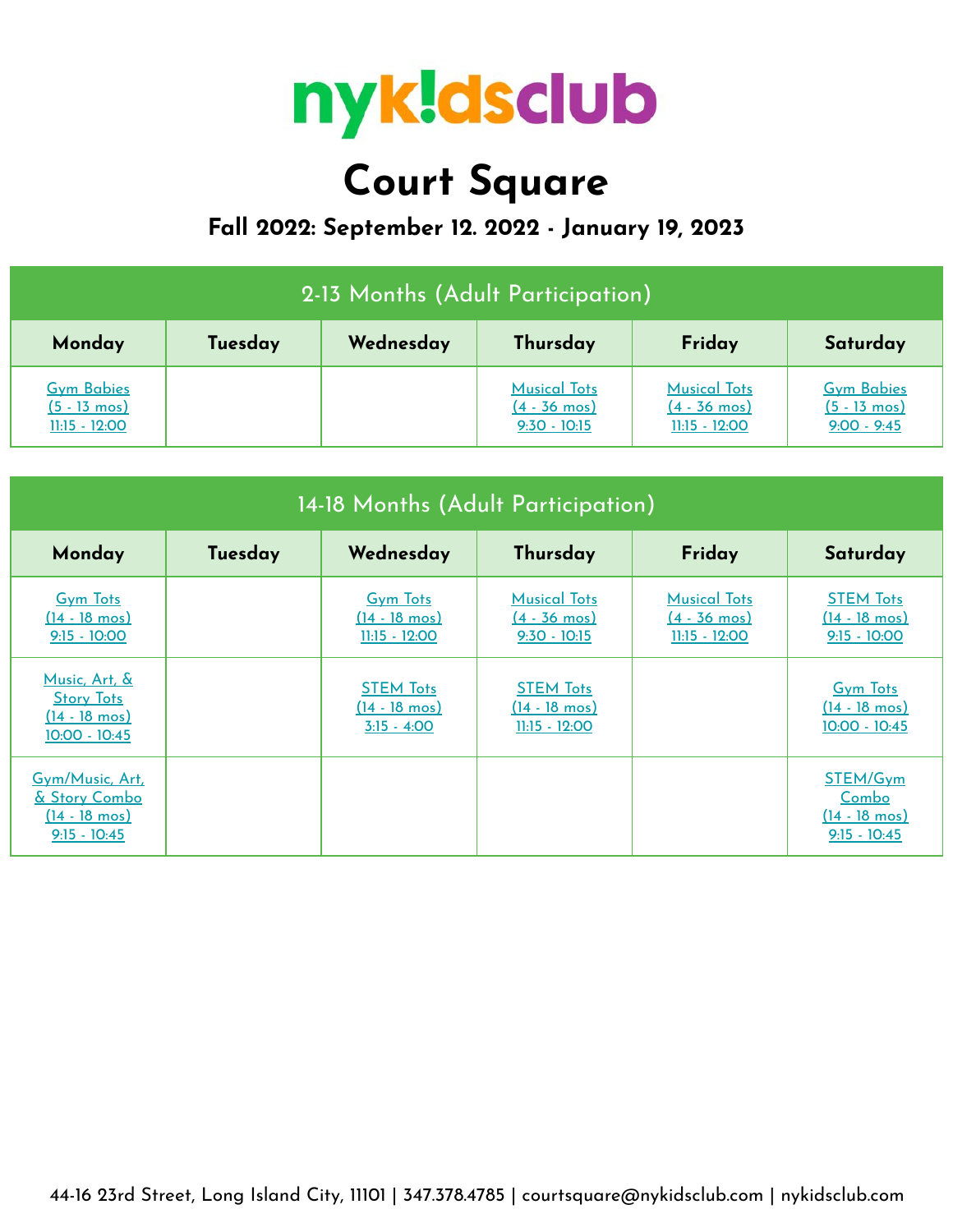# nyk!dsclub

## Court Square

### Fall 2022: September 12. 2022 - January 19, 2023

| 2-13 Months (Adult Participation) | | | | | |
|---|---|---|---|---|---|
| **Monday** | **Tuesday** | **Wednesday** | **Thursday** | **Friday** | **Saturday** |
| Gym Babies (5 - 13 mos) 11:15 - 12:00 | | | Musical Tots (4 - 36 mos) 9:30 - 10:15 | Musical Tots (4 - 36 mos) 11:15 - 12:00 | Gym Babies (5 - 13 mos) 9:00 - 9:45 |

| 14-18 Months (Adult Participation) | | | | | |
|---|---|---|---|---|---|
| **Monday** | **Tuesday** | **Wednesday** | **Thursday** | **Friday** | **Saturday** |
| Gym Tots (14 - 18 mos) 9:15 - 10:00 | | Gym Tots (14 - 18 mos) 11:15 - 12:00 | Musical Tots (4 - 36 mos) 9:30 - 10:15 | Musical Tots (4 - 36 mos) 11:15 - 12:00 | STEM Tots (14 - 18 mos) 9:15 - 10:00 |
| Music, Art, & Story Tots (14 - 18 mos) 10:00 - 10:45 | | STEM Tots (14 - 18 mos) 3:15 - 4:00 | STEM Tots (14 - 18 mos) 11:15 - 12:00 | | Gym Tots (14 - 18 mos) 10:00 - 10:45 |
| Gym/Music, Art, & Story Combo (14 - 18 mos) 9:15 - 10:45 | | | | | STEM/Gym Combo (14 - 18 mos) 9:15 - 10:45 |

44-16 23rd Street, Long Island City, 11101 | 347.378.4785 | courtsquare@nykidsclub.com | nykidsclub.com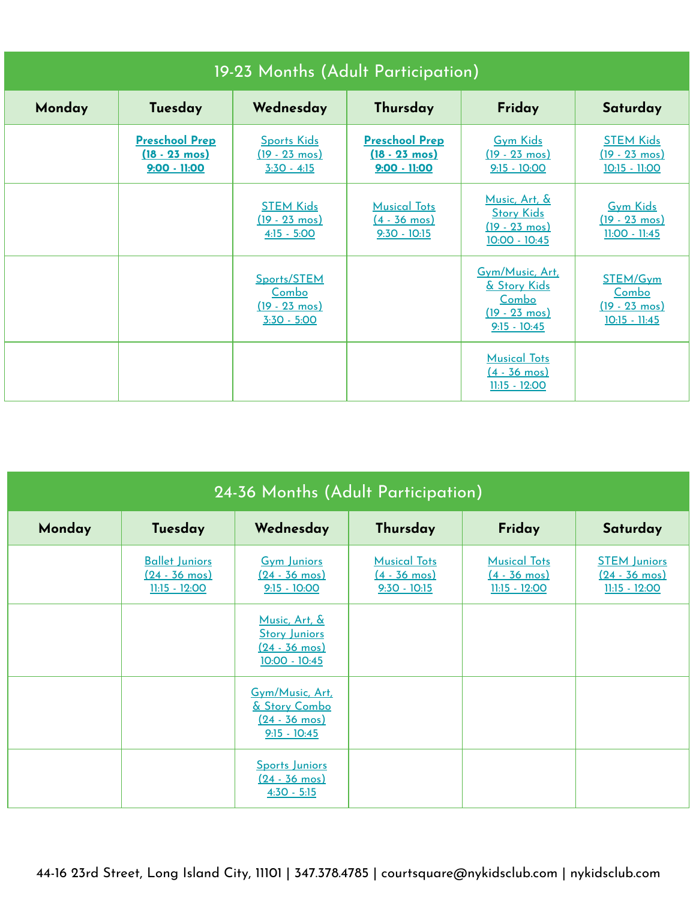## 19-23 Months (Adult Participation)

| Monday | Tuesday | Wednesday | Thursday | Friday | Saturday |
|---|---|---|---|---|---|
| | **Preschool Prep (18 - 23 mos) 9:00 - 11:00** | Sports Kids (19 - 23 mos) 3:30 - 4:15 | **Preschool Prep (18 - 23 mos) 9:00 - 11:00** | Gym Kids (19 - 23 mos) 9:15 - 10:00 | STEM Kids (19 - 23 mos) 10:15 - 11:00 |
| | | STEM Kids (19 - 23 mos) 4:15 - 5:00 | Musical Tots (4 - 36 mos) 9:30 - 10:15 | Music, Art, & Story Kids (19 - 23 mos) 10:00 - 10:45 | Gym Kids (19 - 23 mos) 11:00 - 11:45 |
| | | Sports/STEM Combo (19 - 23 mos) 3:30 - 5:00 | | Gym/Music, Art, & Story Kids Combo (19 - 23 mos) 9:15 - 10:45 | STEM/Gym Combo (19 - 23 mos) 10:15 - 11:45 |
| | | | | Musical Tots (4 - 36 mos) 11:15 - 12:00 | |

## 24-36 Months (Adult Participation)

| Monday | Tuesday | Wednesday | Thursday | Friday | Saturday |
|---|---|---|---|---|---|
| | Ballet Juniors (24 - 36 mos) 11:15 - 12:00 | Gym Juniors (24 - 36 mos) 9:15 - 10:00 | Musical Tots (4 - 36 mos) 9:30 - 10:15 | Musical Tots (4 - 36 mos) 11:15 - 12:00 | STEM Juniors (24 - 36 mos) 11:15 - 12:00 |
| | | Music, Art, & Story Juniors (24 - 36 mos) 10:00 - 10:45 | | | |
| | | Gym/Music, Art, & Story Combo (24 - 36 mos) 9:15 - 10:45 | | | |
| | | Sports Juniors (24 - 36 mos) 4:30 - 5:15 | | | |

44-16 23rd Street, Long Island City, 11101 | 347.378.4785 | courtsquare@nykidsclub.com | nykidsclub.com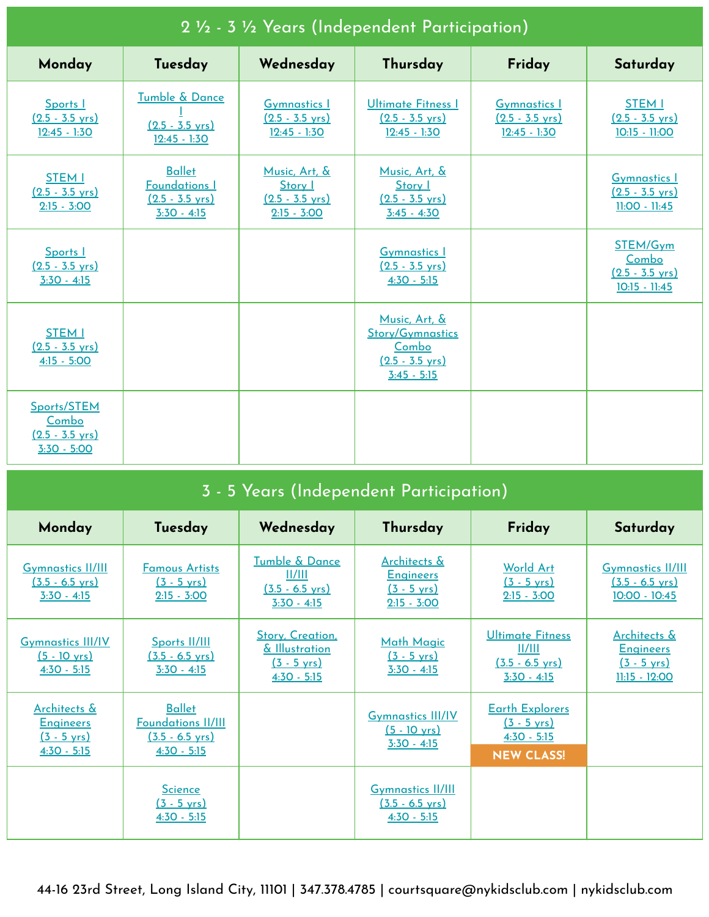## 2 ½ - 3 ½ Years (Independent Participation)

| Monday | Tuesday | Wednesday | Thursday | Friday | Saturday |
|---|---|---|---|---|---|
| Sports I (2.5 - 3.5 yrs) 12:45 - 1:30 | Tumble & Dance I (2.5 - 3.5 yrs) 12:45 - 1:30 | Gymnastics I (2.5 - 3.5 yrs) 12:45 - 1:30 | Ultimate Fitness I (2.5 - 3.5 yrs) 12:45 - 1:30 | Gymnastics I (2.5 - 3.5 yrs) 12:45 - 1:30 | STEM I (2.5 - 3.5 yrs) 10:15 - 11:00 |
| STEM I (2.5 - 3.5 yrs) 2:15 - 3:00 | Ballet Foundations I (2.5 - 3.5 yrs) 3:30 - 4:15 | Music, Art, & Story I (2.5 - 3.5 yrs) 2:15 - 3:00 | Music, Art, & Story I (2.5 - 3.5 yrs) 3:45 - 4:30 | | Gymnastics I (2.5 - 3.5 yrs) 11:00 - 11:45 |
| Sports I (2.5 - 3.5 yrs) 3:30 - 4:15 | | | Gymnastics I (2.5 - 3.5 yrs) 4:30 - 5:15 | | STEM/Gym Combo (2.5 - 3.5 yrs) 10:15 - 11:45 |
| STEM I (2.5 - 3.5 yrs) 4:15 - 5:00 | | | Music, Art, & Story/Gymnastics Combo (2.5 - 3.5 yrs) 3:45 - 5:15 | | |
| Sports/STEM Combo (2.5 - 3.5 yrs) 3:30 - 5:00 | | | | | |

## 3 - 5 Years (Independent Participation)

| Monday | Tuesday | Wednesday | Thursday | Friday | Saturday |
|---|---|---|---|---|---|
| Gymnastics II/III (3.5 - 6.5 yrs) 3:30 - 4:15 | Famous Artists (3 - 5 yrs) 2:15 - 3:00 | Tumble & Dance II/III (3.5 - 6.5 yrs) 3:30 - 4:15 | Architects & Engineers (3 - 5 yrs) 2:15 - 3:00 | World Art (3 - 5 yrs) 2:15 - 3:00 | Gymnastics II/III (3.5 - 6.5 yrs) 10:00 - 10:45 |
| Gymnastics III/IV (5 - 10 yrs) 4:30 - 5:15 | Sports II/III (3.5 - 6.5 yrs) 3:30 - 4:15 | Story, Creation, & Illustration (3 - 5 yrs) 4:30 - 5:15 | Math Magic (3 - 5 yrs) 3:30 - 4:15 | Ultimate Fitness II/III (3.5 - 6.5 yrs) 3:30 - 4:15 | Architects & Engineers (3 - 5 yrs) 11:15 - 12:00 |
| Architects & Engineers (3 - 5 yrs) 4:30 - 5:15 | Ballet Foundations II/III (3.5 - 6.5 yrs) 4:30 - 5:15 | | Gymnastics III/IV (5 - 10 yrs) 3:30 - 4:15 | Earth Explorers (3 - 5 yrs) 4:30 - 5:15 NEW CLASS! | |
| | Science (3 - 5 yrs) 4:30 - 5:15 | | Gymnastics II/III (3.5 - 6.5 yrs) 4:30 - 5:15 | | |

44-16 23rd Street, Long Island City, 11101 | 347.378.4785 | courtsquare@nykidsclub.com | nykidsclub.com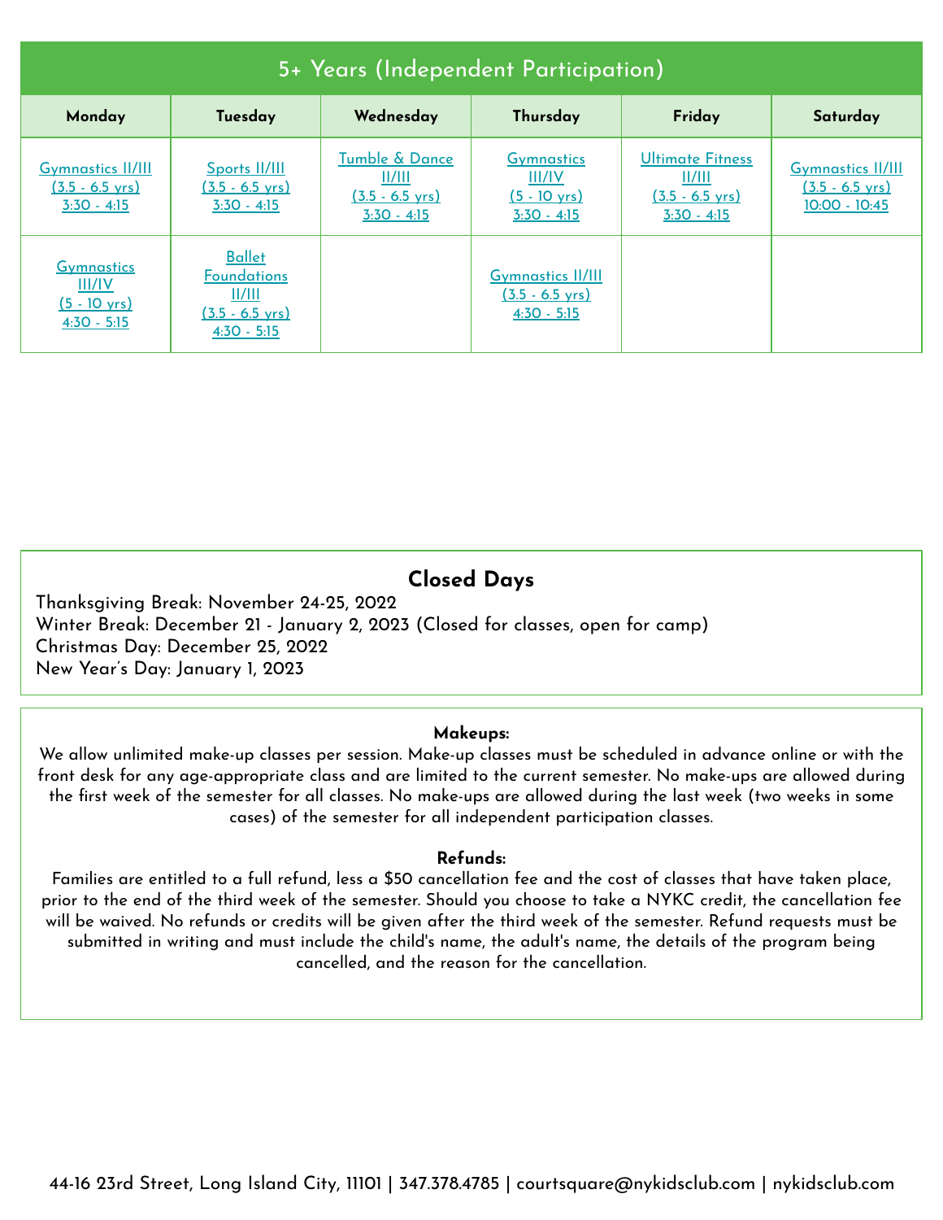## 5+ Years (Independent Participation)

| Monday | Tuesday | Wednesday | Thursday | Friday | Saturday |
|---|---|---|---|---|---|
| Gymnastics II/III (3.5 - 6.5 yrs) 3:30 - 4:15 | Sports II/III (3.5 - 6.5 yrs) 3:30 - 4:15 | Tumble & Dance II/III (3.5 - 6.5 yrs) 3:30 - 4:15 | Gymnastics III/IV (5 - 10 yrs) 3:30 - 4:15 | Ultimate Fitness II/III (3.5 - 6.5 yrs) 3:30 - 4:15 | Gymnastics II/III (3.5 - 6.5 yrs) 10:00 - 10:45 |
| Gymnastics III/IV (5 - 10 yrs) 4:30 - 5:15 | Ballet Foundations II/III (3.5 - 6.5 yrs) 4:30 - 5:15 | | Gymnastics II/III (3.5 - 6.5 yrs) 4:30 - 5:15 | | |

## Closed Days

Thanksgiving Break: November 24-25, 2022
Winter Break: December 21 - January 2, 2023 (Closed for classes, open for camp)
Christmas Day: December 25, 2022
New Year's Day: January 1, 2023

**Makeups:**

We allow unlimited make-up classes per session. Make-up classes must be scheduled in advance online or with the front desk for any age-appropriate class and are limited to the current semester. No make-ups are allowed during the first week of the semester for all classes. No make-ups are allowed during the last week (two weeks in some cases) of the semester for all independent participation classes.

**Refunds:**

Families are entitled to a full refund, less a $50 cancellation fee and the cost of classes that have taken place, prior to the end of the third week of the semester. Should you choose to take a NYKC credit, the cancellation fee will be waived. No refunds or credits will be given after the third week of the semester. Refund requests must be submitted in writing and must include the child's name, the adult's name, the details of the program being cancelled, and the reason for the cancellation.

44-16 23rd Street, Long Island City, 11101 | 347.378.4785 | courtsquare@nykidsclub.com | nykidsclub.com